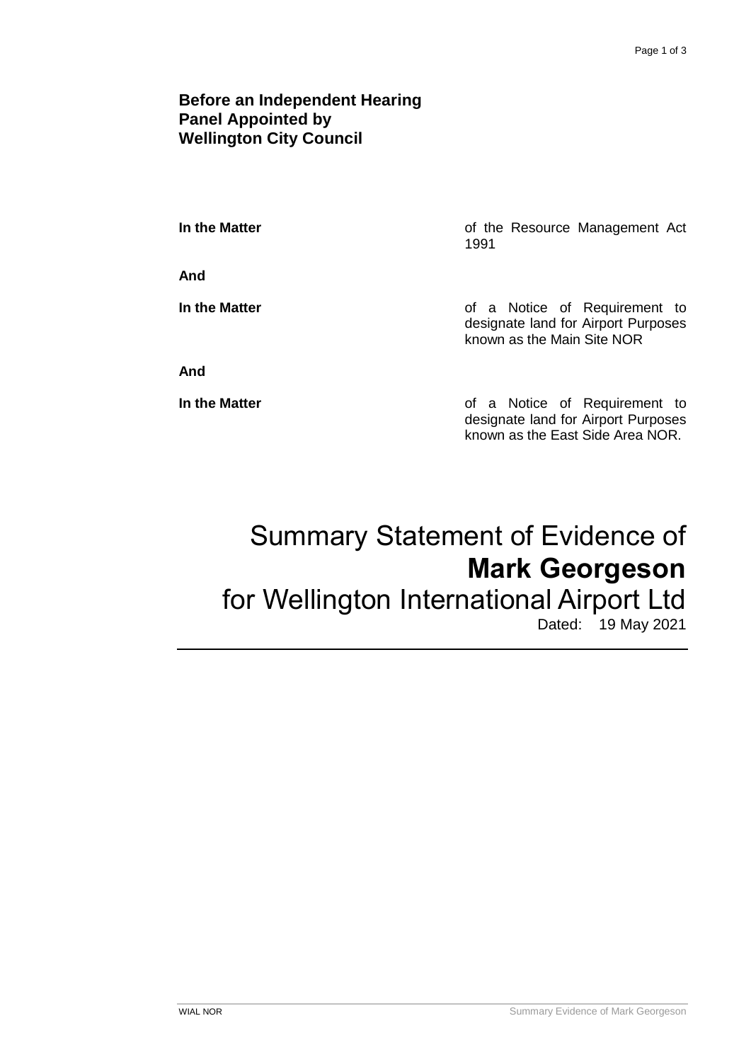**Before an Independent Hearing Panel Appointed by Wellington City Council**

| | |
|---|---|
| **In the Matter** | of the Resource Management Act 1991 |
| **And** | |
| **In the Matter** | of a Notice of Requirement to designate land for Airport Purposes known as the Main Site NOR |
| **And** | |
| **In the Matter** | of a Notice of Requirement to designate land for Airport Purposes known as the East Side Area NOR. |

# Summary Statement of Evidence of **Mark Georgeson** for Wellington International Airport Ltd

Dated: 19 May 2021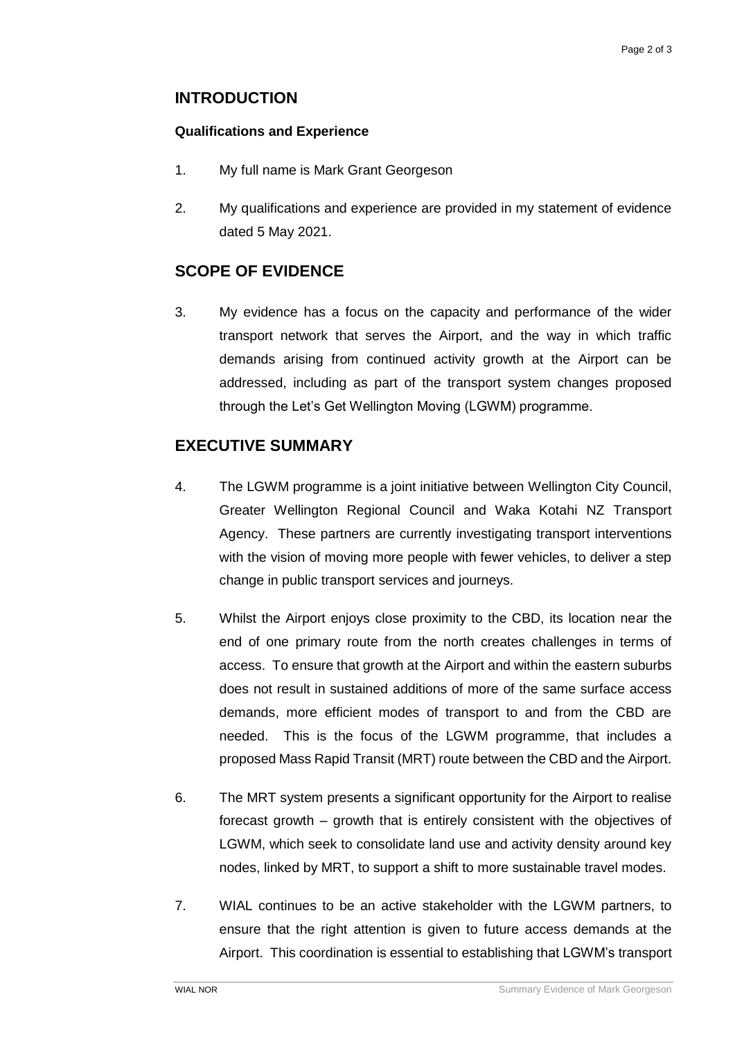## INTRODUCTION

### Qualifications and Experience

1. My full name is Mark Grant Georgeson

2. My qualifications and experience are provided in my statement of evidence dated 5 May 2021.

## SCOPE OF EVIDENCE

3. My evidence has a focus on the capacity and performance of the wider transport network that serves the Airport, and the way in which traffic demands arising from continued activity growth at the Airport can be addressed, including as part of the transport system changes proposed through the Let's Get Wellington Moving (LGWM) programme.

## EXECUTIVE SUMMARY

4. The LGWM programme is a joint initiative between Wellington City Council, Greater Wellington Regional Council and Waka Kotahi NZ Transport Agency. These partners are currently investigating transport interventions with the vision of moving more people with fewer vehicles, to deliver a step change in public transport services and journeys.

5. Whilst the Airport enjoys close proximity to the CBD, its location near the end of one primary route from the north creates challenges in terms of access. To ensure that growth at the Airport and within the eastern suburbs does not result in sustained additions of more of the same surface access demands, more efficient modes of transport to and from the CBD are needed. This is the focus of the LGWM programme, that includes a proposed Mass Rapid Transit (MRT) route between the CBD and the Airport.

6. The MRT system presents a significant opportunity for the Airport to realise forecast growth – growth that is entirely consistent with the objectives of LGWM, which seek to consolidate land use and activity density around key nodes, linked by MRT, to support a shift to more sustainable travel modes.

7. WIAL continues to be an active stakeholder with the LGWM partners, to ensure that the right attention is given to future access demands at the Airport. This coordination is essential to establishing that LGWM's transport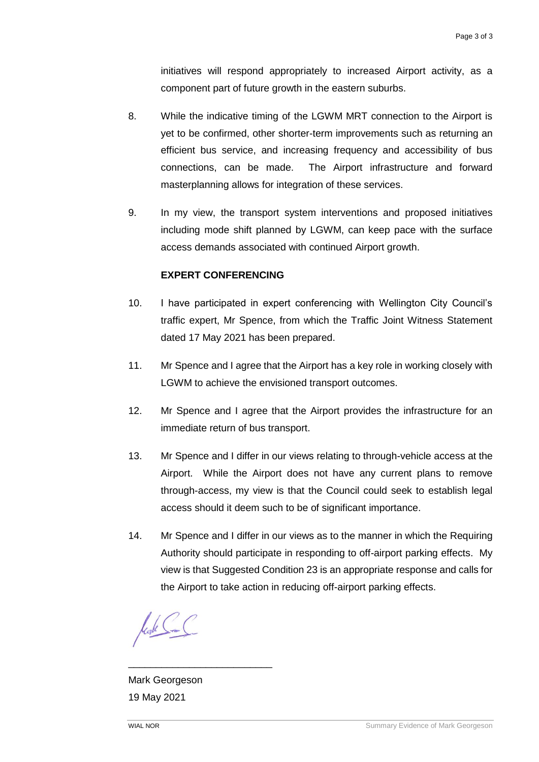initiatives will respond appropriately to increased Airport activity, as a component part of future growth in the eastern suburbs.

8. While the indicative timing of the LGWM MRT connection to the Airport is yet to be confirmed, other shorter-term improvements such as returning an efficient bus service, and increasing frequency and accessibility of bus connections, can be made. The Airport infrastructure and forward masterplanning allows for integration of these services.

9. In my view, the transport system interventions and proposed initiatives including mode shift planned by LGWM, can keep pace with the surface access demands associated with continued Airport growth.

**EXPERT CONFERENCING**

10. I have participated in expert conferencing with Wellington City Council's traffic expert, Mr Spence, from which the Traffic Joint Witness Statement dated 17 May 2021 has been prepared.

11. Mr Spence and I agree that the Airport has a key role in working closely with LGWM to achieve the envisioned transport outcomes.

12. Mr Spence and I agree that the Airport provides the infrastructure for an immediate return of bus transport.

13. Mr Spence and I differ in our views relating to through-vehicle access at the Airport. While the Airport does not have any current plans to remove through-access, my view is that the Council could seek to establish legal access should it deem such to be of significant importance.

14. Mr Spence and I differ in our views as to the manner in which the Requiring Authority should participate in responding to off-airport parking effects. My view is that Suggested Condition 23 is an appropriate response and calls for the Airport to take action in reducing off-airport parking effects.

\_\_\_\_\_\_\_\_\_\_\_\_\_\_\_\_\_\_\_\_\_\_\_\_\_\_

Mark Georgeson
19 May 2021